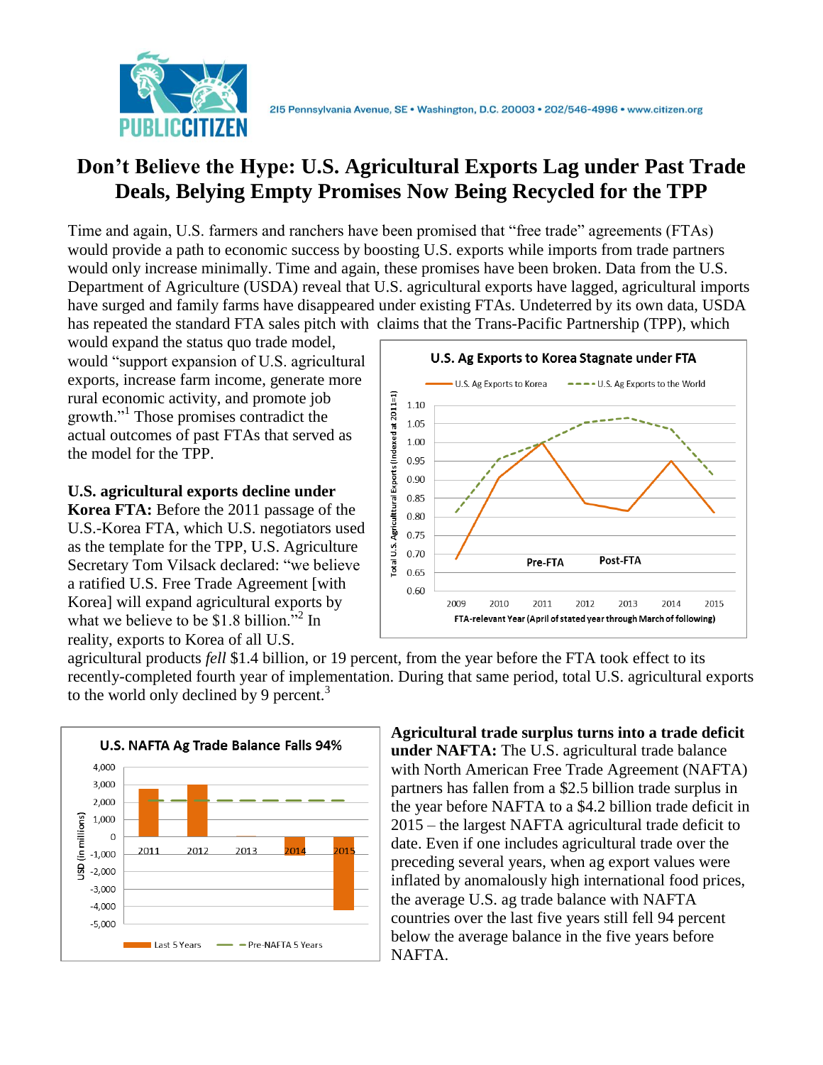215 Pennsylvania Avenue, SE • Washington, D.C. 20003 • 202/546-4996 • www.citizen.org

# Don't Believe the Hype: U.S. Agricultural Exports Lag under Past Trade Deals, Belying Empty Promises Now Being Recycled for the TPP

Time and again, U.S. farmers and ranchers have been promised that "free trade" agreements (FTAs) would provide a path to economic success by boosting U.S. exports while imports from trade partners would only increase minimally. Time and again, these promises have been broken. Data from the U.S. Department of Agriculture (USDA) reveal that U.S. agricultural exports have lagged, agricultural imports have surged and family farms have disappeared under existing FTAs. Undeterred by its own data, USDA has repeated the standard FTA sales pitch with claims that the Trans-Pacific Partnership (TPP), which would expand the status quo trade model, would "support expansion of U.S. agricultural exports, increase farm income, generate more rural economic activity, and promote job growth."[1] Those promises contradict the actual outcomes of past FTAs that served as the model for the TPP.

**U.S. agricultural exports decline under Korea FTA:** Before the 2011 passage of the U.S.-Korea FTA, which U.S. negotiators used as the template for the TPP, U.S. Agriculture Secretary Tom Vilsack declared: "we believe a ratified U.S. Free Trade Agreement [with Korea] will expand agricultural exports by what we believe to be $1.8 billion."[2] In reality, exports to Korea of all U.S. agricultural products *fell* $1.4 billion, or 19 percent, from the year before the FTA took effect to its recently-completed fourth year of implementation. During that same period, total U.S. agricultural exports to the world only declined by 9 percent.[3]

**U.S. Ag Exports to Korea Stagnate under FTA**

(Chart: U.S. Ag Exports to Korea vs. U.S. Ag Exports to the World; Total U.S. Agricultural Exports (Indexed at 2011=1); Pre-FTA / Post-FTA; FTA-relevant Year (April of stated year through March of following), 2009–2015)

**Agricultural trade surplus turns into a trade deficit under NAFTA:** The U.S. agricultural trade balance with North American Free Trade Agreement (NAFTA) partners has fallen from a $2.5 billion trade surplus in the year before NAFTA to a $4.2 billion trade deficit in 2015 – the largest NAFTA agricultural trade deficit to date. Even if one includes agricultural trade over the preceding several years, when ag export values were inflated by anomalously high international food prices, the average U.S. ag trade balance with NAFTA countries over the last five years still fell 94 percent below the average balance in the five years before NAFTA.

**U.S. NAFTA Ag Trade Balance Falls 94%**

(Chart: USD (in millions), 2011–2015; Last 5 Years vs. Pre-NAFTA 5 Years)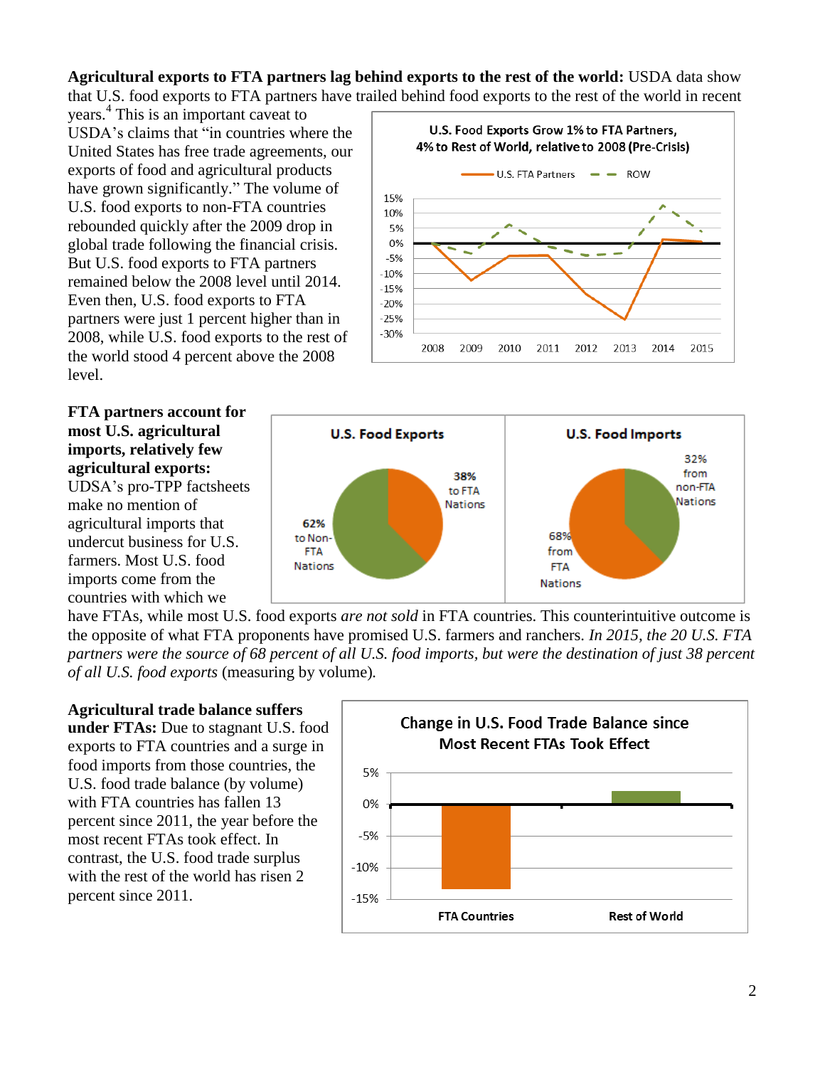**Agricultural exports to FTA partners lag behind exports to the rest of the world:** USDA data show that U.S. food exports to FTA partners have trailed behind food exports to the rest of the world in recent years.[4] This is an important caveat to USDA's claims that "in countries where the United States has free trade agreements, our exports of food and agricultural products have grown significantly." The volume of U.S. food exports to non-FTA countries rebounded quickly after the 2009 drop in global trade following the financial crisis. But U.S. food exports to FTA partners remained below the 2008 level until 2014. Even then, U.S. food exports to FTA partners were just 1 percent higher than in 2008, while U.S. food exports to the rest of the world stood 4 percent above the 2008 level.

**U.S. Food Exports Grow 1% to FTA Partners, 4% to Rest of World, relative to 2008 (Pre-Crisis)**

**FTA partners account for most U.S. agricultural imports, relatively few agricultural exports:** UDSA's pro-TPP factsheets make no mention of agricultural imports that undercut business for U.S. farmers. Most U.S. food imports come from the countries with which we have FTAs, while most U.S. food exports *are not sold* in FTA countries. This counterintuitive outcome is the opposite of what FTA proponents have promised U.S. farmers and ranchers. *In 2015, the 20 U.S. FTA partners were the source of 68 percent of all U.S. food imports, but were the destination of just 38 percent of all U.S. food exports* (measuring by volume).

| | U.S. Food Exports | U.S. Food Imports |
|---|---|---|
| FTA Nations | 38% to FTA Nations | 68% from FTA Nations |
| Non-FTA Nations | 62% to Non-FTA Nations | 32% from non-FTA Nations |

**Agricultural trade balance suffers under FTAs:** Due to stagnant U.S. food exports to FTA countries and a surge in food imports from those countries, the U.S. food trade balance (by volume) with FTA countries has fallen 13 percent since 2011, the year before the most recent FTAs took effect. In contrast, the U.S. food trade surplus with the rest of the world has risen 2 percent since 2011.

**Change in U.S. Food Trade Balance since Most Recent FTAs Took Effect**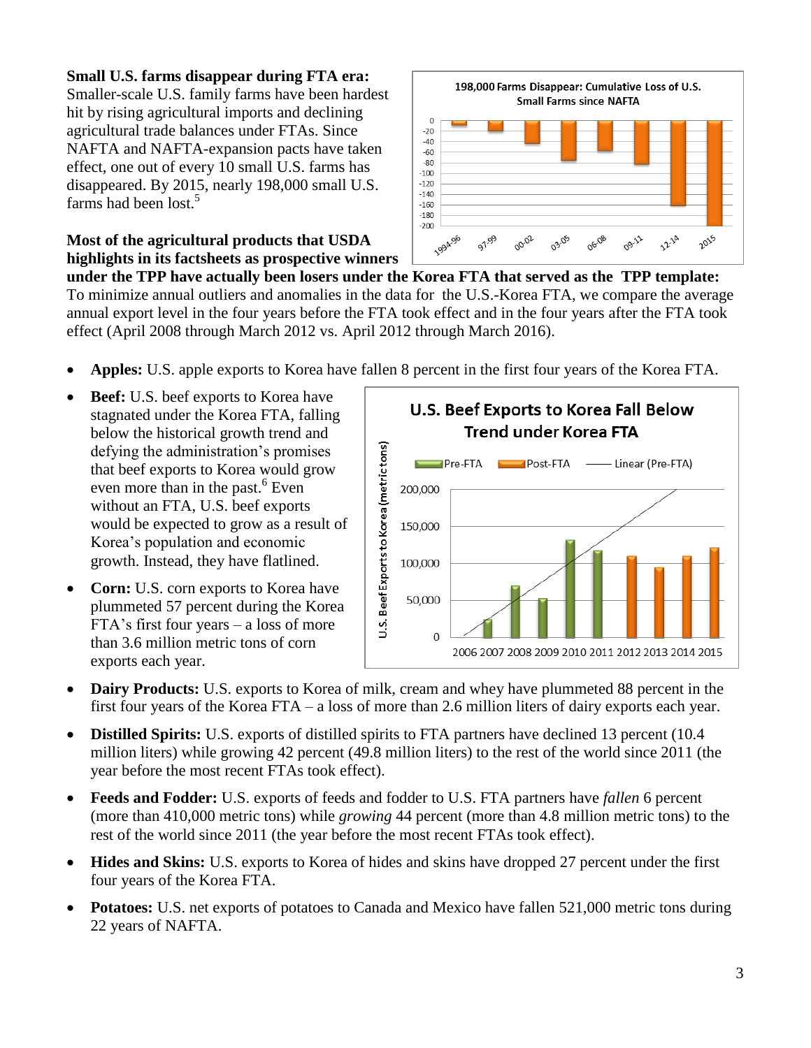**Small U.S. farms disappear during FTA era:** Smaller-scale U.S. family farms have been hardest hit by rising agricultural imports and declining agricultural trade balances under FTAs. Since NAFTA and NAFTA-expansion pacts have taken effect, one out of every 10 small U.S. farms has disappeared. By 2015, nearly 198,000 small U.S. farms had been lost.[5]

**Most of the agricultural products that USDA highlights in its factsheets as prospective winners under the TPP have actually been losers under the Korea FTA that served as the TPP template:** To minimize annual outliers and anomalies in the data for the U.S.-Korea FTA, we compare the average annual export level in the four years before the FTA took effect and in the four years after the FTA took effect (April 2008 through March 2012 vs. April 2012 through March 2016).

- **Apples:** U.S. apple exports to Korea have fallen 8 percent in the first four years of the Korea FTA.
- **Beef:** U.S. beef exports to Korea have stagnated under the Korea FTA, falling below the historical growth trend and defying the administration's promises that beef exports to Korea would grow even more than in the past.[6] Even without an FTA, U.S. beef exports would be expected to grow as a result of Korea's population and economic growth. Instead, they have flatlined.
- **Corn:** U.S. corn exports to Korea have plummeted 57 percent during the Korea FTA's first four years – a loss of more than 3.6 million metric tons of corn exports each year.
- **Dairy Products:** U.S. exports to Korea of milk, cream and whey have plummeted 88 percent in the first four years of the Korea FTA – a loss of more than 2.6 million liters of dairy exports each year.
- **Distilled Spirits:** U.S. exports of distilled spirits to FTA partners have declined 13 percent (10.4 million liters) while growing 42 percent (49.8 million liters) to the rest of the world since 2011 (the year before the most recent FTAs took effect).
- **Feeds and Fodder:** U.S. exports of feeds and fodder to U.S. FTA partners have *fallen* 6 percent (more than 410,000 metric tons) while *growing* 44 percent (more than 4.8 million metric tons) to the rest of the world since 2011 (the year before the most recent FTAs took effect).
- **Hides and Skins:** U.S. exports to Korea of hides and skins have dropped 27 percent under the first four years of the Korea FTA.
- **Potatoes:** U.S. net exports of potatoes to Canada and Mexico have fallen 521,000 metric tons during 22 years of NAFTA.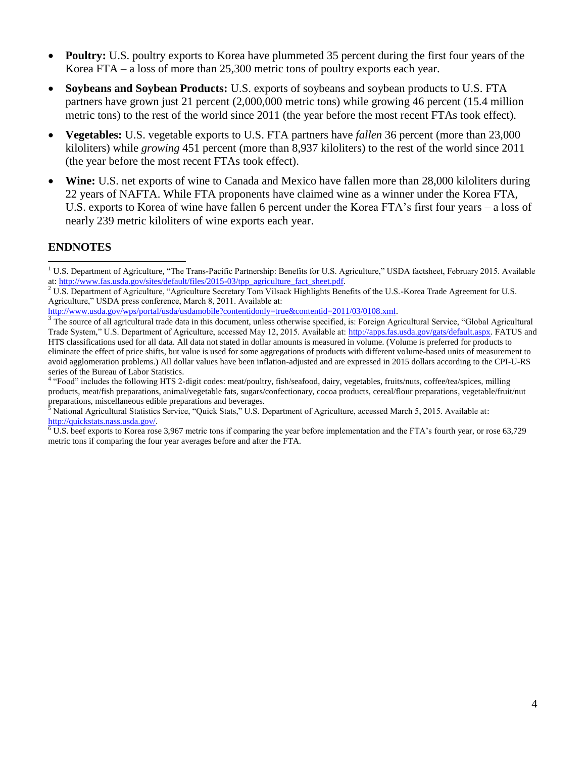- **Poultry:** U.S. poultry exports to Korea have plummeted 35 percent during the first four years of the Korea FTA – a loss of more than 25,300 metric tons of poultry exports each year.
- **Soybeans and Soybean Products:** U.S. exports of soybeans and soybean products to U.S. FTA partners have grown just 21 percent (2,000,000 metric tons) while growing 46 percent (15.4 million metric tons) to the rest of the world since 2011 (the year before the most recent FTAs took effect).
- **Vegetables:** U.S. vegetable exports to U.S. FTA partners have *fallen* 36 percent (more than 23,000 kiloliters) while *growing* 451 percent (more than 8,937 kiloliters) to the rest of the world since 2011 (the year before the most recent FTAs took effect).
- **Wine:** U.S. net exports of wine to Canada and Mexico have fallen more than 28,000 kiloliters during 22 years of NAFTA. While FTA proponents have claimed wine as a winner under the Korea FTA, U.S. exports to Korea of wine have fallen 6 percent under the Korea FTA's first four years – a loss of nearly 239 metric kiloliters of wine exports each year.

## ENDNOTES

[1] U.S. Department of Agriculture, "The Trans-Pacific Partnership: Benefits for U.S. Agriculture," USDA factsheet, February 2015. Available at: http://www.fas.usda.gov/sites/default/files/2015-03/tpp_agriculture_fact_sheet.pdf.

[2] U.S. Department of Agriculture, "Agriculture Secretary Tom Vilsack Highlights Benefits of the U.S.-Korea Trade Agreement for U.S. Agriculture," USDA press conference, March 8, 2011. Available at: http://www.usda.gov/wps/portal/usda/usdamobile?contentidonly=true&contentid=2011/03/0108.xml.

[3] The source of all agricultural trade data in this document, unless otherwise specified, is: Foreign Agricultural Service, "Global Agricultural Trade System," U.S. Department of Agriculture, accessed May 12, 2015. Available at: http://apps.fas.usda.gov/gats/default.aspx. FATUS and HTS classifications used for all data. All data not stated in dollar amounts is measured in volume. (Volume is preferred for products to eliminate the effect of price shifts, but value is used for some aggregations of products with different volume-based units of measurement to avoid agglomeration problems.) All dollar values have been inflation-adjusted and are expressed in 2015 dollars according to the CPI-U-RS series of the Bureau of Labor Statistics.

[4] "Food" includes the following HTS 2-digit codes: meat/poultry, fish/seafood, dairy, vegetables, fruits/nuts, coffee/tea/spices, milling products, meat/fish preparations, animal/vegetable fats, sugars/confectionary, cocoa products, cereal/flour preparations, vegetable/fruit/nut preparations, miscellaneous edible preparations and beverages.

[5] National Agricultural Statistics Service, "Quick Stats," U.S. Department of Agriculture, accessed March 5, 2015. Available at: http://quickstats.nass.usda.gov/.

[6] U.S. beef exports to Korea rose 3,967 metric tons if comparing the year before implementation and the FTA's fourth year, or rose 63,729 metric tons if comparing the four year averages before and after the FTA.